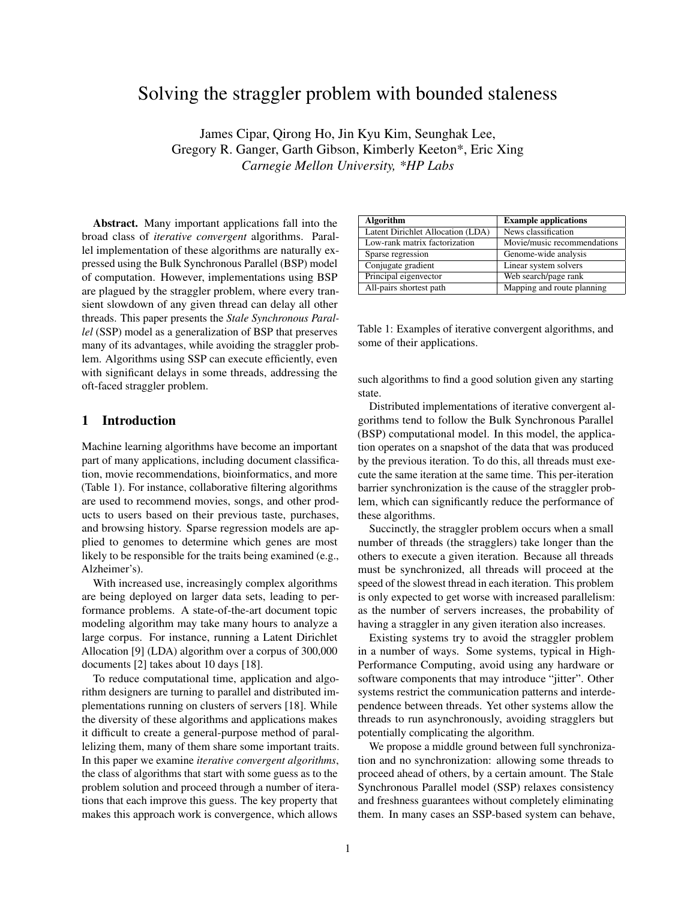# Solving the straggler problem with bounded staleness

James Cipar, Qirong Ho, Jin Kyu Kim, Seunghak Lee,
Gregory R. Ganger, Garth Gibson, Kimberly Keeton*, Eric Xing

*Carnegie Mellon University, \*HP Labs*

**Abstract.** Many important applications fall into the broad class of *iterative convergent* algorithms. Parallel implementation of these algorithms are naturally expressed using the Bulk Synchronous Parallel (BSP) model of computation. However, implementations using BSP are plagued by the straggler problem, where every transient slowdown of any given thread can delay all other threads. This paper presents the *Stale Synchronous Parallel* (SSP) model as a generalization of BSP that preserves many of its advantages, while avoiding the straggler problem. Algorithms using SSP can execute efficiently, even with significant delays in some threads, addressing the oft-faced straggler problem.

## 1 Introduction

Machine learning algorithms have become an important part of many applications, including document classification, movie recommendations, bioinformatics, and more (Table 1). For instance, collaborative filtering algorithms are used to recommend movies, songs, and other products to users based on their previous taste, purchases, and browsing history. Sparse regression models are applied to genomes to determine which genes are most likely to be responsible for the traits being examined (e.g., Alzheimer's).

With increased use, increasingly complex algorithms are being deployed on larger data sets, leading to performance problems. A state-of-the-art document topic modeling algorithm may take many hours to analyze a large corpus. For instance, running a Latent Dirichlet Allocation [9] (LDA) algorithm over a corpus of 300,000 documents [2] takes about 10 days [18].

To reduce computational time, application and algorithm designers are turning to parallel and distributed implementations running on clusters of servers [18]. While the diversity of these algorithms and applications makes it difficult to create a general-purpose method of parallelizing them, many of them share some important traits. In this paper we examine *iterative convergent algorithms*, the class of algorithms that start with some guess as to the problem solution and proceed through a number of iterations that each improve this guess. The key property that makes this approach work is convergence, which allows such algorithms to find a good solution given any starting state.

| Algorithm | Example applications |
|---|---|
| Latent Dirichlet Allocation (LDA) | News classification |
| Low-rank matrix factorization | Movie/music recommendations |
| Sparse regression | Genome-wide analysis |
| Conjugate gradient | Linear system solvers |
| Principal eigenvector | Web search/page rank |
| All-pairs shortest path | Mapping and route planning |

Table 1: Examples of iterative convergent algorithms, and some of their applications.

Distributed implementations of iterative convergent algorithms tend to follow the Bulk Synchronous Parallel (BSP) computational model. In this model, the application operates on a snapshot of the data that was produced by the previous iteration. To do this, all threads must execute the same iteration at the same time. This per-iteration barrier synchronization is the cause of the straggler problem, which can significantly reduce the performance of these algorithms.

Succinctly, the straggler problem occurs when a small number of threads (the stragglers) take longer than the others to execute a given iteration. Because all threads must be synchronized, all threads will proceed at the speed of the slowest thread in each iteration. This problem is only expected to get worse with increased parallelism: as the number of servers increases, the probability of having a straggler in any given iteration also increases.

Existing systems try to avoid the straggler problem in a number of ways. Some systems, typical in High-Performance Computing, avoid using any hardware or software components that may introduce "jitter". Other systems restrict the communication patterns and interdependence between threads. Yet other systems allow the threads to run asynchronously, avoiding stragglers but potentially complicating the algorithm.

We propose a middle ground between full synchronization and no synchronization: allowing some threads to proceed ahead of others, by a certain amount. The Stale Synchronous Parallel model (SSP) relaxes consistency and freshness guarantees without completely eliminating them. In many cases an SSP-based system can behave,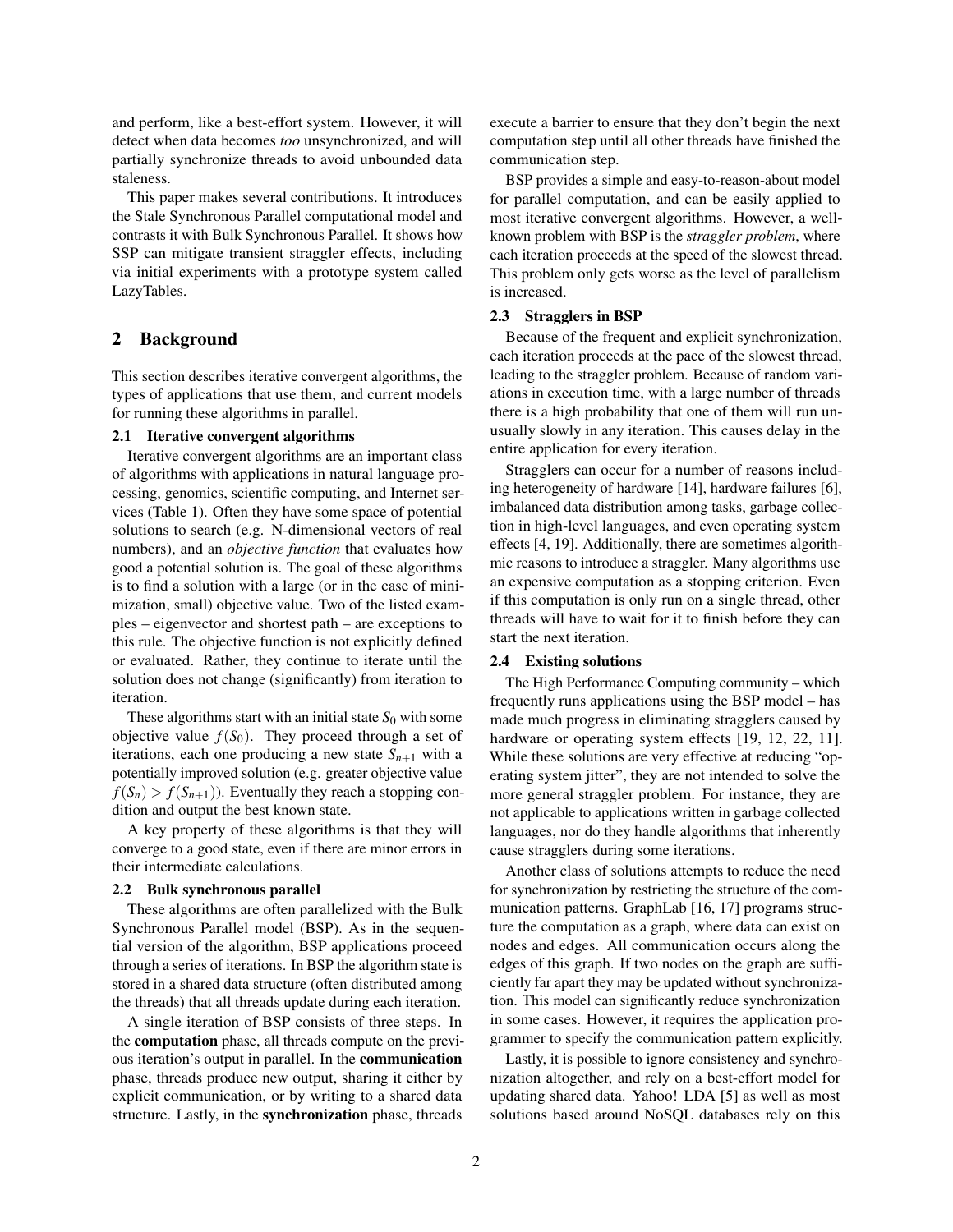and perform, like a best-effort system. However, it will detect when data becomes *too* unsynchronized, and will partially synchronize threads to avoid unbounded data staleness.

This paper makes several contributions. It introduces the Stale Synchronous Parallel computational model and contrasts it with Bulk Synchronous Parallel. It shows how SSP can mitigate transient straggler effects, including via initial experiments with a prototype system called LazyTables.

## 2 Background

This section describes iterative convergent algorithms, the types of applications that use them, and current models for running these algorithms in parallel.

### 2.1 Iterative convergent algorithms

Iterative convergent algorithms are an important class of algorithms with applications in natural language processing, genomics, scientific computing, and Internet services (Table 1). Often they have some space of potential solutions to search (e.g. N-dimensional vectors of real numbers), and an *objective function* that evaluates how good a potential solution is. The goal of these algorithms is to find a solution with a large (or in the case of minimization, small) objective value. Two of the listed examples – eigenvector and shortest path – are exceptions to this rule. The objective function is not explicitly defined or evaluated. Rather, they continue to iterate until the solution does not change (significantly) from iteration to iteration.

These algorithms start with an initial state $S_0$ with some objective value $f(S_0)$. They proceed through a set of iterations, each one producing a new state $S_{n+1}$ with a potentially improved solution (e.g. greater objective value $f(S_n) > f(S_{n+1})$). Eventually they reach a stopping condition and output the best known state.

A key property of these algorithms is that they will converge to a good state, even if there are minor errors in their intermediate calculations.

### 2.2 Bulk synchronous parallel

These algorithms are often parallelized with the Bulk Synchronous Parallel model (BSP). As in the sequential version of the algorithm, BSP applications proceed through a series of iterations. In BSP the algorithm state is stored in a shared data structure (often distributed among the threads) that all threads update during each iteration.

A single iteration of BSP consists of three steps. In the **computation** phase, all threads compute on the previous iteration's output in parallel. In the **communication** phase, threads produce new output, sharing it either by explicit communication, or by writing to a shared data structure. Lastly, in the **synchronization** phase, threads execute a barrier to ensure that they don't begin the next computation step until all other threads have finished the communication step.

BSP provides a simple and easy-to-reason-about model for parallel computation, and can be easily applied to most iterative convergent algorithms. However, a well-known problem with BSP is the *straggler problem*, where each iteration proceeds at the speed of the slowest thread. This problem only gets worse as the level of parallelism is increased.

### 2.3 Stragglers in BSP

Because of the frequent and explicit synchronization, each iteration proceeds at the pace of the slowest thread, leading to the straggler problem. Because of random variations in execution time, with a large number of threads there is a high probability that one of them will run unusually slowly in any iteration. This causes delay in the entire application for every iteration.

Stragglers can occur for a number of reasons including heterogeneity of hardware [14], hardware failures [6], imbalanced data distribution among tasks, garbage collection in high-level languages, and even operating system effects [4, 19]. Additionally, there are sometimes algorithmic reasons to introduce a straggler. Many algorithms use an expensive computation as a stopping criterion. Even if this computation is only run on a single thread, other threads will have to wait for it to finish before they can start the next iteration.

### 2.4 Existing solutions

The High Performance Computing community – which frequently runs applications using the BSP model – has made much progress in eliminating stragglers caused by hardware or operating system effects [19, 12, 22, 11]. While these solutions are very effective at reducing "operating system jitter", they are not intended to solve the more general straggler problem. For instance, they are not applicable to applications written in garbage collected languages, nor do they handle algorithms that inherently cause stragglers during some iterations.

Another class of solutions attempts to reduce the need for synchronization by restricting the structure of the communication patterns. GraphLab [16, 17] programs structure the computation as a graph, where data can exist on nodes and edges. All communication occurs along the edges of this graph. If two nodes on the graph are sufficiently far apart they may be updated without synchronization. This model can significantly reduce synchronization in some cases. However, it requires the application programmer to specify the communication pattern explicitly.

Lastly, it is possible to ignore consistency and synchronization altogether, and rely on a best-effort model for updating shared data. Yahoo! LDA [5] as well as most solutions based around NoSQL databases rely on this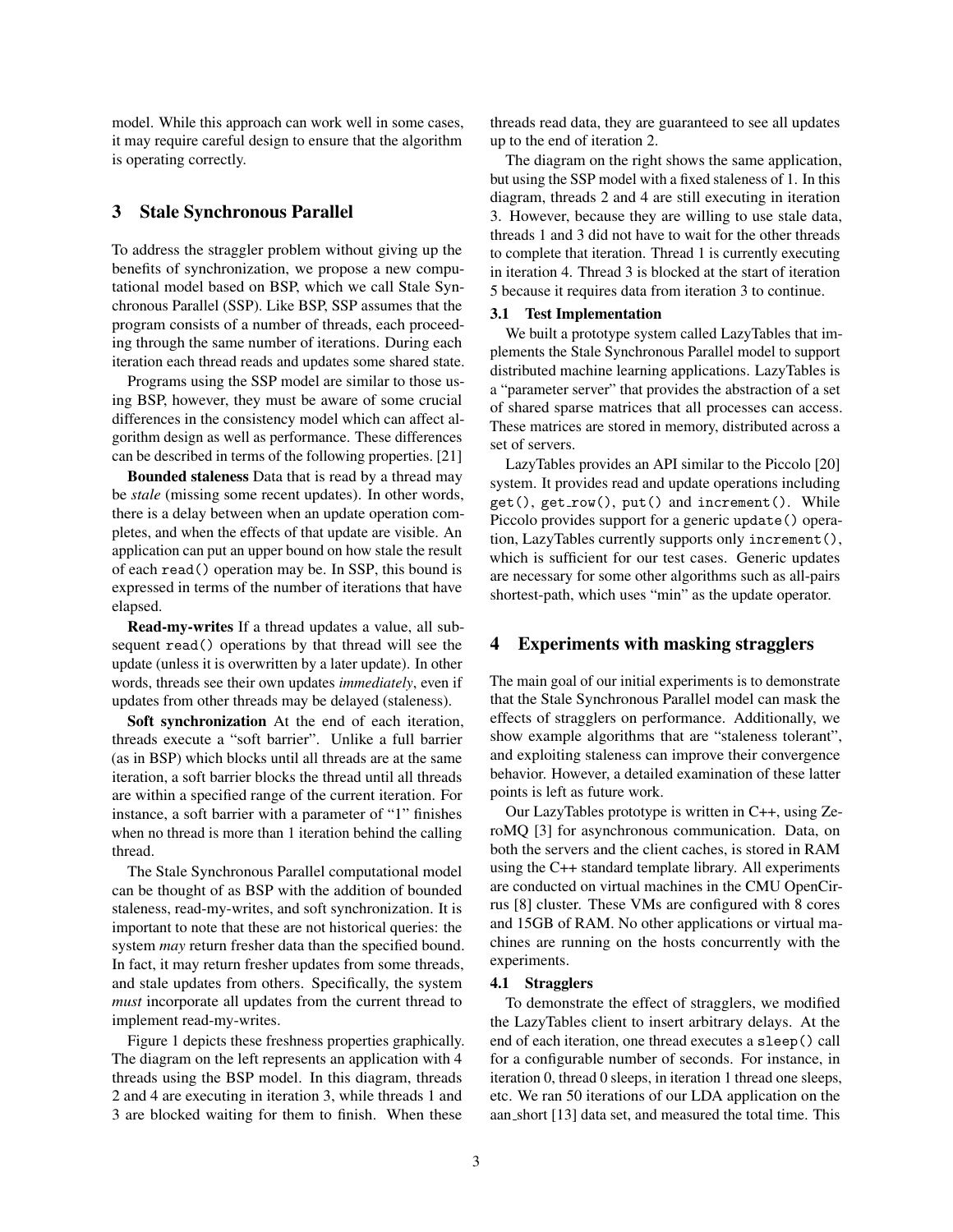model. While this approach can work well in some cases, it may require careful design to ensure that the algorithm is operating correctly.

## 3 Stale Synchronous Parallel

To address the straggler problem without giving up the benefits of synchronization, we propose a new computational model based on BSP, which we call Stale Synchronous Parallel (SSP). Like BSP, SSP assumes that the program consists of a number of threads, each proceeding through the same number of iterations. During each iteration each thread reads and updates some shared state.

Programs using the SSP model are similar to those using BSP, however, they must be aware of some crucial differences in the consistency model which can affect algorithm design as well as performance. These differences can be described in terms of the following properties. [21]

**Bounded staleness** Data that is read by a thread may be *stale* (missing some recent updates). In other words, there is a delay between when an update operation completes, and when the effects of that update are visible. An application can put an upper bound on how stale the result of each `read()` operation may be. In SSP, this bound is expressed in terms of the number of iterations that have elapsed.

**Read-my-writes** If a thread updates a value, all subsequent `read()` operations by that thread will see the update (unless it is overwritten by a later update). In other words, threads see their own updates *immediately*, even if updates from other threads may be delayed (staleness).

**Soft synchronization** At the end of each iteration, threads execute a "soft barrier". Unlike a full barrier (as in BSP) which blocks until all threads are at the same iteration, a soft barrier blocks the thread until all threads are within a specified range of the current iteration. For instance, a soft barrier with a parameter of "1" finishes when no thread is more than 1 iteration behind the calling thread.

The Stale Synchronous Parallel computational model can be thought of as BSP with the addition of bounded staleness, read-my-writes, and soft synchronization. It is important to note that these are not historical queries: the system *may* return fresher data than the specified bound. In fact, it may return fresher updates from some threads, and stale updates from others. Specifically, the system *must* incorporate all updates from the current thread to implement read-my-writes.

Figure 1 depicts these freshness properties graphically. The diagram on the left represents an application with 4 threads using the BSP model. In this diagram, threads 2 and 4 are executing in iteration 3, while threads 1 and 3 are blocked waiting for them to finish. When these threads read data, they are guaranteed to see all updates up to the end of iteration 2.

The diagram on the right shows the same application, but using the SSP model with a fixed staleness of 1. In this diagram, threads 2 and 4 are still executing in iteration 3. However, because they are willing to use stale data, threads 1 and 3 did not have to wait for the other threads to complete that iteration. Thread 1 is currently executing in iteration 4. Thread 3 is blocked at the start of iteration 5 because it requires data from iteration 3 to continue.

### 3.1 Test Implementation

We built a prototype system called LazyTables that implements the Stale Synchronous Parallel model to support distributed machine learning applications. LazyTables is a "parameter server" that provides the abstraction of a set of shared sparse matrices that all processes can access. These matrices are stored in memory, distributed across a set of servers.

LazyTables provides an API similar to the Piccolo [20] system. It provides read and update operations including `get()`, `get_row()`, `put()` and `increment()`. While Piccolo provides support for a generic `update()` operation, LazyTables currently supports only `increment()`, which is sufficient for our test cases. Generic updates are necessary for some other algorithms such as all-pairs shortest-path, which uses "min" as the update operator.

## 4 Experiments with masking stragglers

The main goal of our initial experiments is to demonstrate that the Stale Synchronous Parallel model can mask the effects of stragglers on performance. Additionally, we show example algorithms that are "staleness tolerant", and exploiting staleness can improve their convergence behavior. However, a detailed examination of these latter points is left as future work.

Our LazyTables prototype is written in C++, using ZeroMQ [3] for asynchronous communication. Data, on both the servers and the client caches, is stored in RAM using the C++ standard template library. All experiments are conducted on virtual machines in the CMU OpenCirrus [8] cluster. These VMs are configured with 8 cores and 15GB of RAM. No other applications or virtual machines are running on the hosts concurrently with the experiments.

### 4.1 Stragglers

To demonstrate the effect of stragglers, we modified the LazyTables client to insert arbitrary delays. At the end of each iteration, one thread executes a `sleep()` call for a configurable number of seconds. For instance, in iteration 0, thread 0 sleeps, in iteration 1 thread one sleeps, etc. We ran 50 iterations of our LDA application on the aan_short [13] data set, and measured the total time. This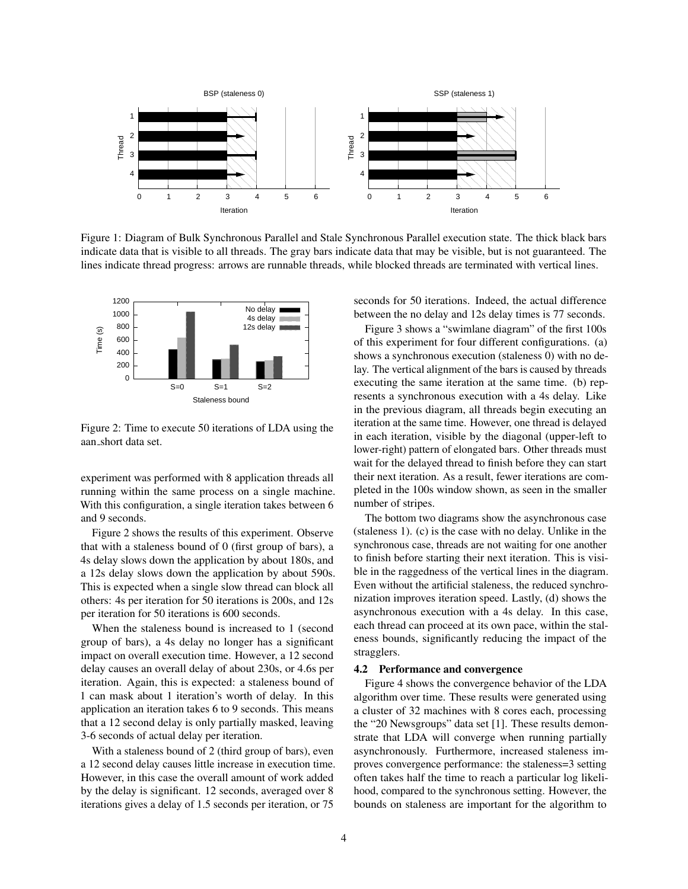Figure 1: Diagram of Bulk Synchronous Parallel and Stale Synchronous Parallel execution state. The thick black bars indicate data that is visible to all threads. The gray bars indicate data that may be visible, but is not guaranteed. The lines indicate thread progress: arrows are runnable threads, while blocked threads are terminated with vertical lines.

Figure 2: Time to execute 50 iterations of LDA using the aan_short data set.

experiment was performed with 8 application threads all running within the same process on a single machine. With this configuration, a single iteration takes between 6 and 9 seconds.

Figure 2 shows the results of this experiment. Observe that with a staleness bound of 0 (first group of bars), a 4s delay slows down the application by about 180s, and a 12s delay slows down the application by about 590s. This is expected when a single slow thread can block all others: 4s per iteration for 50 iterations is 200s, and 12s per iteration for 50 iterations is 600 seconds.

When the staleness bound is increased to 1 (second group of bars), a 4s delay no longer has a significant impact on overall execution time. However, a 12 second delay causes an overall delay of about 230s, or 4.6s per iteration. Again, this is expected: a staleness bound of 1 can mask about 1 iteration's worth of delay. In this application an iteration takes 6 to 9 seconds. This means that a 12 second delay is only partially masked, leaving 3-6 seconds of actual delay per iteration.

With a staleness bound of 2 (third group of bars), even a 12 second delay causes little increase in execution time. However, in this case the overall amount of work added by the delay is significant. 12 seconds, averaged over 8 iterations gives a delay of 1.5 seconds per iteration, or 75 seconds for 50 iterations. Indeed, the actual difference between the no delay and 12s delay times is 77 seconds.

Figure 3 shows a "swimlane diagram" of the first 100s of this experiment for four different configurations. (a) shows a synchronous execution (staleness 0) with no delay. The vertical alignment of the bars is caused by threads executing the same iteration at the same time. (b) represents a synchronous execution with a 4s delay. Like in the previous diagram, all threads begin executing an iteration at the same time. However, one thread is delayed in each iteration, visible by the diagonal (upper-left to lower-right) pattern of elongated bars. Other threads must wait for the delayed thread to finish before they can start their next iteration. As a result, fewer iterations are completed in the 100s window shown, as seen in the smaller number of stripes.

The bottom two diagrams show the asynchronous case (staleness 1). (c) is the case with no delay. Unlike in the synchronous case, threads are not waiting for one another to finish before starting their next iteration. This is visible in the raggedness of the vertical lines in the diagram. Even without the artificial staleness, the reduced synchronization improves iteration speed. Lastly, (d) shows the asynchronous execution with a 4s delay. In this case, each thread can proceed at its own pace, within the staleness bounds, significantly reducing the impact of the stragglers.

### 4.2 Performance and convergence

Figure 4 shows the convergence behavior of the LDA algorithm over time. These results were generated using a cluster of 32 machines with 8 cores each, processing the "20 Newsgroups" data set [1]. These results demonstrate that LDA will converge when running partially asynchronously. Furthermore, increased staleness improves convergence performance: the staleness=3 setting often takes half the time to reach a particular log likelihood, compared to the synchronous setting. However, the bounds on staleness are important for the algorithm to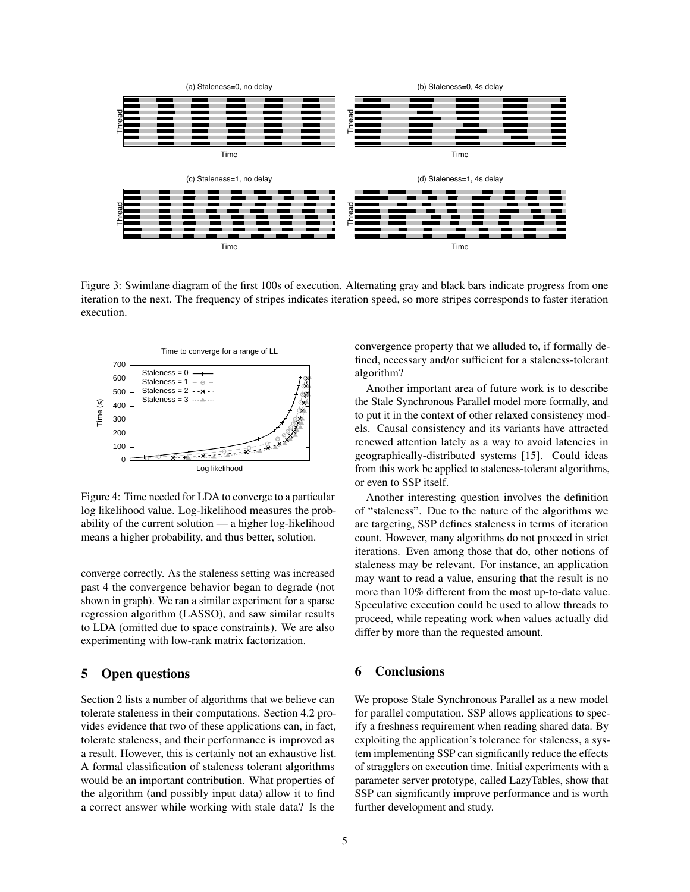Figure 3: Swimlane diagram of the first 100s of execution. Alternating gray and black bars indicate progress from one iteration to the next. The frequency of stripes indicates iteration speed, so more stripes corresponds to faster iteration execution.

Figure 4: Time needed for LDA to converge to a particular log likelihood value. Log-likelihood measures the probability of the current solution — a higher log-likelihood means a higher probability, and thus better, solution.

converge correctly. As the staleness setting was increased past 4 the convergence behavior began to degrade (not shown in graph). We ran a similar experiment for a sparse regression algorithm (LASSO), and saw similar results to LDA (omitted due to space constraints). We are also experimenting with low-rank matrix factorization.

## 5 Open questions

Section 2 lists a number of algorithms that we believe can tolerate staleness in their computations. Section 4.2 provides evidence that two of these applications can, in fact, tolerate staleness, and their performance is improved as a result. However, this is certainly not an exhaustive list. A formal classification of staleness tolerant algorithms would be an important contribution. What properties of the algorithm (and possibly input data) allow it to find a correct answer while working with stale data? Is the convergence property that we alluded to, if formally defined, necessary and/or sufficient for a staleness-tolerant algorithm?

Another important area of future work is to describe the Stale Synchronous Parallel model more formally, and to put it in the context of other relaxed consistency models. Causal consistency and its variants have attracted renewed attention lately as a way to avoid latencies in geographically-distributed systems [15]. Could ideas from this work be applied to staleness-tolerant algorithms, or even to SSP itself.

Another interesting question involves the definition of "staleness". Due to the nature of the algorithms we are targeting, SSP defines staleness in terms of iteration count. However, many algorithms do not proceed in strict iterations. Even among those that do, other notions of staleness may be relevant. For instance, an application may want to read a value, ensuring that the result is no more than 10% different from the most up-to-date value. Speculative execution could be used to allow threads to proceed, while repeating work when values actually did differ by more than the requested amount.

## 6 Conclusions

We propose Stale Synchronous Parallel as a new model for parallel computation. SSP allows applications to specify a freshness requirement when reading shared data. By exploiting the application's tolerance for staleness, a system implementing SSP can significantly reduce the effects of stragglers on execution time. Initial experiments with a parameter server prototype, called LazyTables, show that SSP can significantly improve performance and is worth further development and study.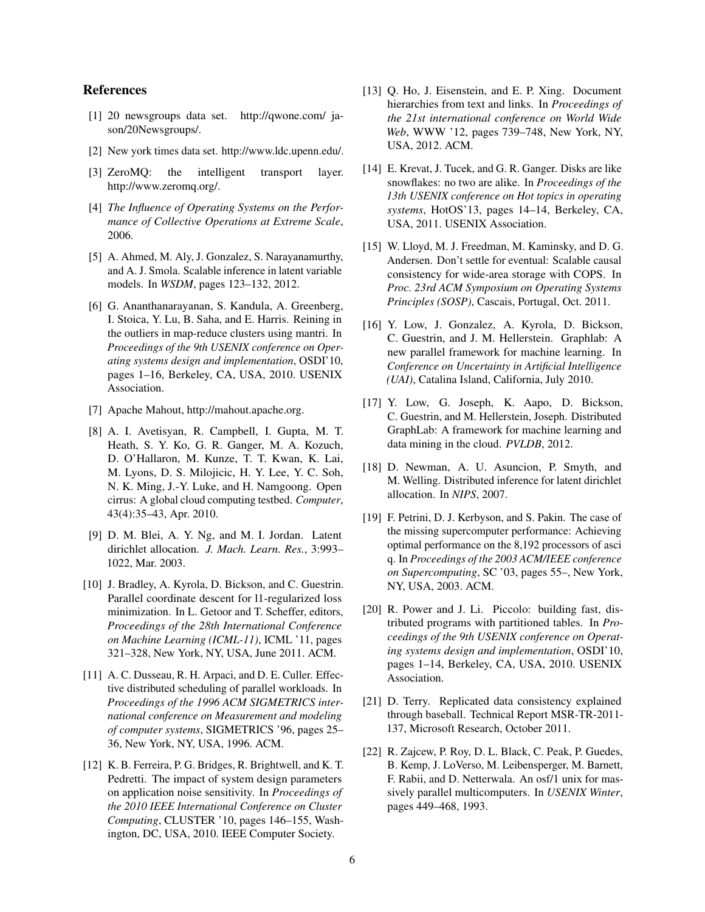## References

[1] 20 newsgroups data set. http://qwone.com/ jason/20Newsgroups/.

[2] New york times data set. http://www.ldc.upenn.edu/.

[3] ZeroMQ: the intelligent transport layer. http://www.zeromq.org/.

[4] *The Influence of Operating Systems on the Performance of Collective Operations at Extreme Scale*, 2006.

[5] A. Ahmed, M. Aly, J. Gonzalez, S. Narayanamurthy, and A. J. Smola. Scalable inference in latent variable models. In *WSDM*, pages 123–132, 2012.

[6] G. Ananthanarayanan, S. Kandula, A. Greenberg, I. Stoica, Y. Lu, B. Saha, and E. Harris. Reining in the outliers in map-reduce clusters using mantri. In *Proceedings of the 9th USENIX conference on Operating systems design and implementation*, OSDI'10, pages 1–16, Berkeley, CA, USA, 2010. USENIX Association.

[7] Apache Mahout, http://mahout.apache.org.

[8] A. I. Avetisyan, R. Campbell, I. Gupta, M. T. Heath, S. Y. Ko, G. R. Ganger, M. A. Kozuch, D. O'Hallaron, M. Kunze, T. T. Kwan, K. Lai, M. Lyons, D. S. Milojicic, H. Y. Lee, Y. C. Soh, N. K. Ming, J.-Y. Luke, and H. Namgoong. Open cirrus: A global cloud computing testbed. *Computer*, 43(4):35–43, Apr. 2010.

[9] D. M. Blei, A. Y. Ng, and M. I. Jordan. Latent dirichlet allocation. *J. Mach. Learn. Res.*, 3:993–1022, Mar. 2003.

[10] J. Bradley, A. Kyrola, D. Bickson, and C. Guestrin. Parallel coordinate descent for l1-regularized loss minimization. In L. Getoor and T. Scheffer, editors, *Proceedings of the 28th International Conference on Machine Learning (ICML-11)*, ICML '11, pages 321–328, New York, NY, USA, June 2011. ACM.

[11] A. C. Dusseau, R. H. Arpaci, and D. E. Culler. Effective distributed scheduling of parallel workloads. In *Proceedings of the 1996 ACM SIGMETRICS international conference on Measurement and modeling of computer systems*, SIGMETRICS '96, pages 25–36, New York, NY, USA, 1996. ACM.

[12] K. B. Ferreira, P. G. Bridges, R. Brightwell, and K. T. Pedretti. The impact of system design parameters on application noise sensitivity. In *Proceedings of the 2010 IEEE International Conference on Cluster Computing*, CLUSTER '10, pages 146–155, Washington, DC, USA, 2010. IEEE Computer Society.

[13] Q. Ho, J. Eisenstein, and E. P. Xing. Document hierarchies from text and links. In *Proceedings of the 21st international conference on World Wide Web*, WWW '12, pages 739–748, New York, NY, USA, 2012. ACM.

[14] E. Krevat, J. Tucek, and G. R. Ganger. Disks are like snowflakes: no two are alike. In *Proceedings of the 13th USENIX conference on Hot topics in operating systems*, HotOS'13, pages 14–14, Berkeley, CA, USA, 2011. USENIX Association.

[15] W. Lloyd, M. J. Freedman, M. Kaminsky, and D. G. Andersen. Don't settle for eventual: Scalable causal consistency for wide-area storage with COPS. In *Proc. 23rd ACM Symposium on Operating Systems Principles (SOSP)*, Cascais, Portugal, Oct. 2011.

[16] Y. Low, J. Gonzalez, A. Kyrola, D. Bickson, C. Guestrin, and J. M. Hellerstein. Graphlab: A new parallel framework for machine learning. In *Conference on Uncertainty in Artificial Intelligence (UAI)*, Catalina Island, California, July 2010.

[17] Y. Low, G. Joseph, K. Aapo, D. Bickson, C. Guestrin, and M. Hellerstein, Joseph. Distributed GraphLab: A framework for machine learning and data mining in the cloud. *PVLDB*, 2012.

[18] D. Newman, A. U. Asuncion, P. Smyth, and M. Welling. Distributed inference for latent dirichlet allocation. In *NIPS*, 2007.

[19] F. Petrini, D. J. Kerbyson, and S. Pakin. The case of the missing supercomputer performance: Achieving optimal performance on the 8,192 processors of asci q. In *Proceedings of the 2003 ACM/IEEE conference on Supercomputing*, SC '03, pages 55–, New York, NY, USA, 2003. ACM.

[20] R. Power and J. Li. Piccolo: building fast, distributed programs with partitioned tables. In *Proceedings of the 9th USENIX conference on Operating systems design and implementation*, OSDI'10, pages 1–14, Berkeley, CA, USA, 2010. USENIX Association.

[21] D. Terry. Replicated data consistency explained through baseball. Technical Report MSR-TR-2011-137, Microsoft Research, October 2011.

[22] R. Zajcew, P. Roy, D. L. Black, C. Peak, P. Guedes, B. Kemp, J. LoVerso, M. Leibensperger, M. Barnett, F. Rabii, and D. Netterwala. An osf/1 unix for massively parallel multicomputers. In *USENIX Winter*, pages 449–468, 1993.